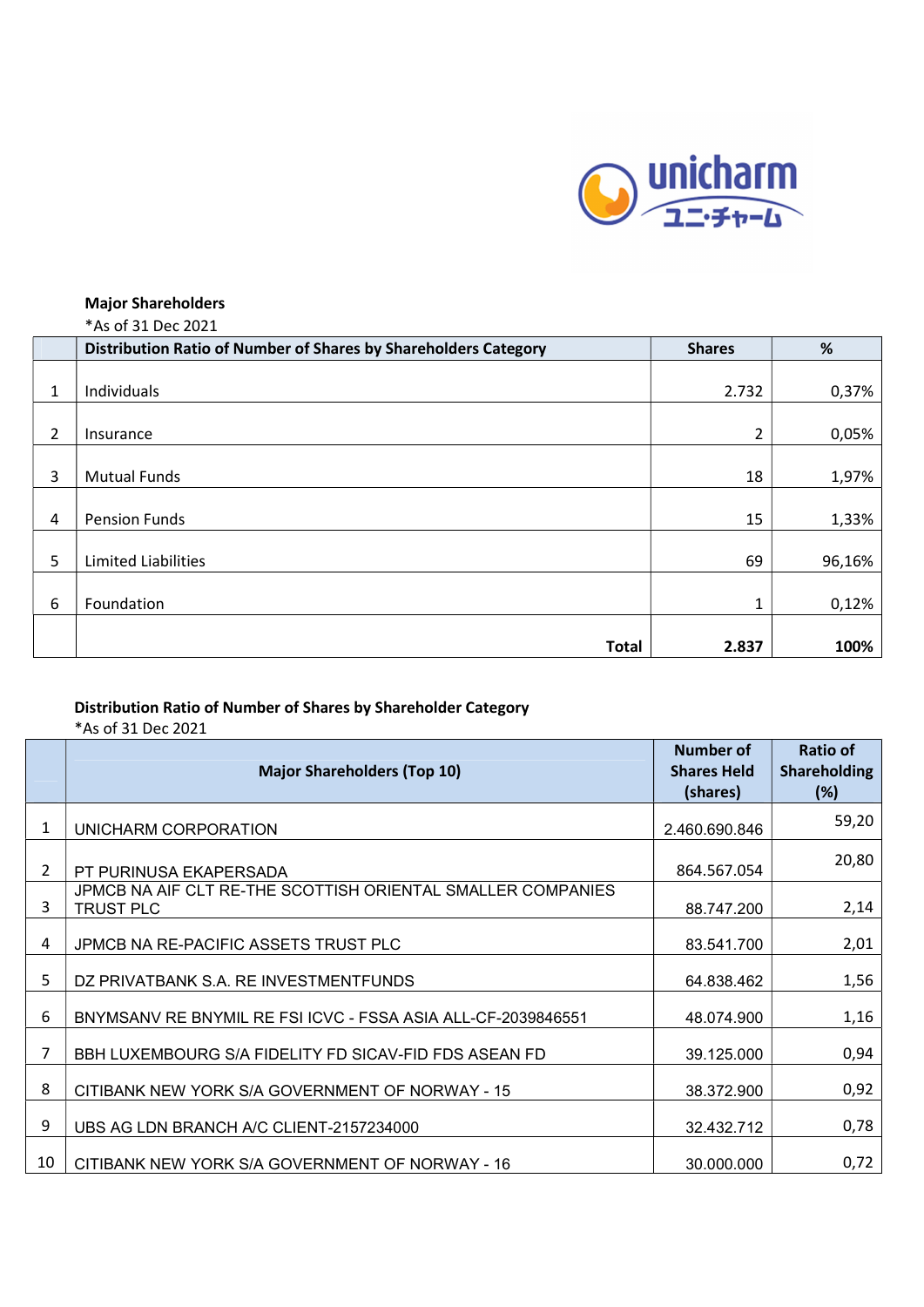**Major Shareholders**

*As of 31 Dec 2021

| | Distribution Ratio of Number of Shares by Shareholders Category | Shares | % |
|---|---|---|---|
| 1 | Individuals | 2.732 | 0,37% |
| 2 | Insurance | 2 | 0,05% |
| 3 | Mutual Funds | 18 | 1,97% |
| 4 | Pension Funds | 15 | 1,33% |
| 5 | Limited Liabilities | 69 | 96,16% |
| 6 | Foundation | 1 | 0,12% |
| | **Total** | **2.837** | **100%** |

**Distribution Ratio of Number of Shares by Shareholder Category**

*As of 31 Dec 2021

| | Major Shareholders (Top 10) | Number of Shares Held (shares) | Ratio of Shareholding (%) |
|---|---|---|---|
| 1 | UNICHARM CORPORATION | 2.460.690.846 | 59,20 |
| 2 | PT PURINUSA EKAPERSADA | 864.567.054 | 20,80 |
| 3 | JPMCB NA AIF CLT RE-THE SCOTTISH ORIENTAL SMALLER COMPANIES TRUST PLC | 88.747.200 | 2,14 |
| 4 | JPMCB NA RE-PACIFIC ASSETS TRUST PLC | 83.541.700 | 2,01 |
| 5 | DZ PRIVATBANK S.A. RE INVESTMENTFUNDS | 64.838.462 | 1,56 |
| 6 | BNYMSANV RE BNYMIL RE FSI ICVC - FSSA ASIA ALL-CF-2039846551 | 48.074.900 | 1,16 |
| 7 | BBH LUXEMBOURG S/A FIDELITY FD SICAV-FID FDS ASEAN FD | 39.125.000 | 0,94 |
| 8 | CITIBANK NEW YORK S/A GOVERNMENT OF NORWAY - 15 | 38.372.900 | 0,92 |
| 9 | UBS AG LDN BRANCH A/C CLIENT-2157234000 | 32.432.712 | 0,78 |
| 10 | CITIBANK NEW YORK S/A GOVERNMENT OF NORWAY - 16 | 30.000.000 | 0,72 |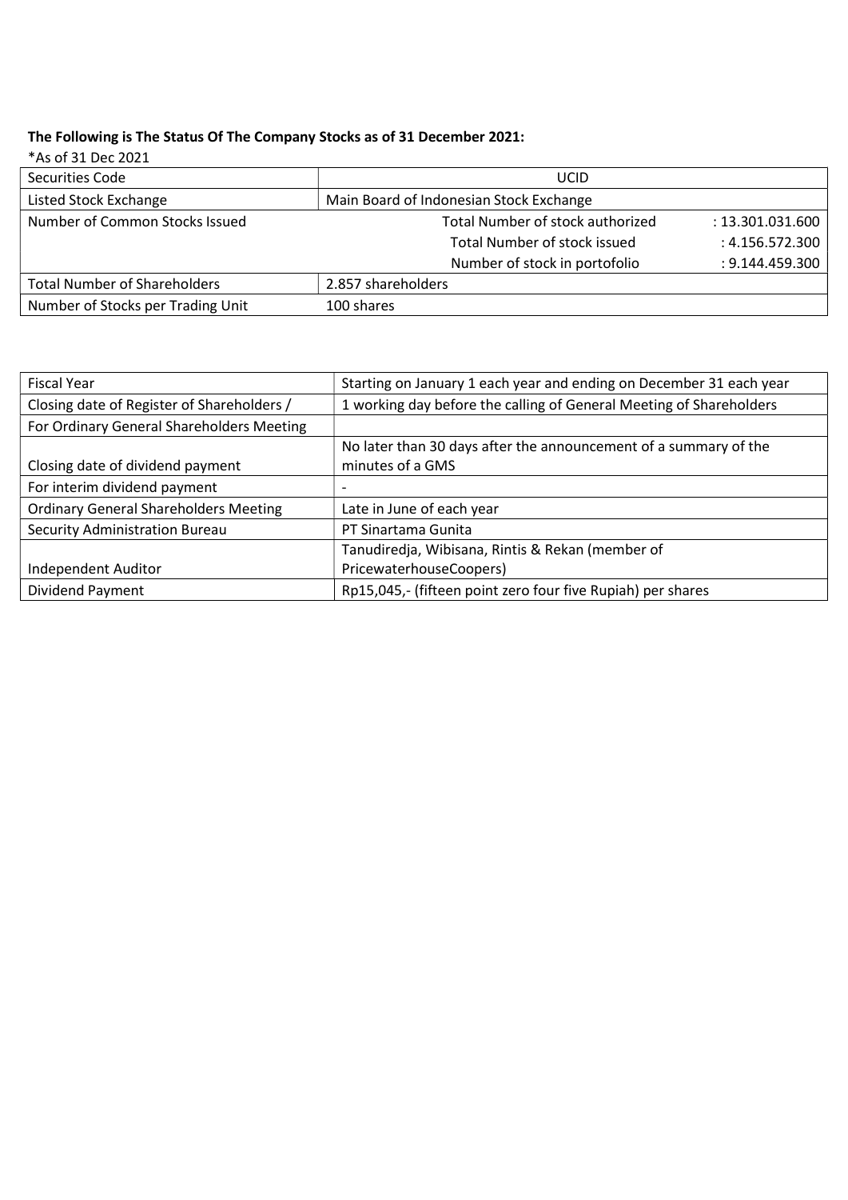**The Following is The Status Of The Company Stocks as of 31 December 2021:**

*As of 31 Dec 2021

| | | |
|---|---|---|
| Securities Code | UCID | |
| Listed Stock Exchange | Main Board of Indonesian Stock Exchange | |
| Number of Common Stocks Issued | Total Number of stock authorized | : 13.301.031.600 |
| | Total Number of stock issued | : 4.156.572.300 |
| | Number of stock in portofolio | : 9.144.459.300 |
| Total Number of Shareholders | 2.857 shareholders | |
| Number of Stocks per Trading Unit | 100 shares | |

| | |
|---|---|
| Fiscal Year | Starting on January 1 each year and ending on December 31 each year |
| Closing date of Register of Shareholders / | 1 working day before the calling of General Meeting of Shareholders |
| For Ordinary General Shareholders Meeting | |
| Closing date of dividend payment | No later than 30 days after the announcement of a summary of the minutes of a GMS |
| For interim dividend payment | - |
| Ordinary General Shareholders Meeting | Late in June of each year |
| Security Administration Bureau | PT Sinartama Gunita |
| Independent Auditor | Tanudiredja, Wibisana, Rintis & Rekan (member of PricewaterhouseCoopers) |
| Dividend Payment | Rp15,045,- (fifteen point zero four five Rupiah) per shares |